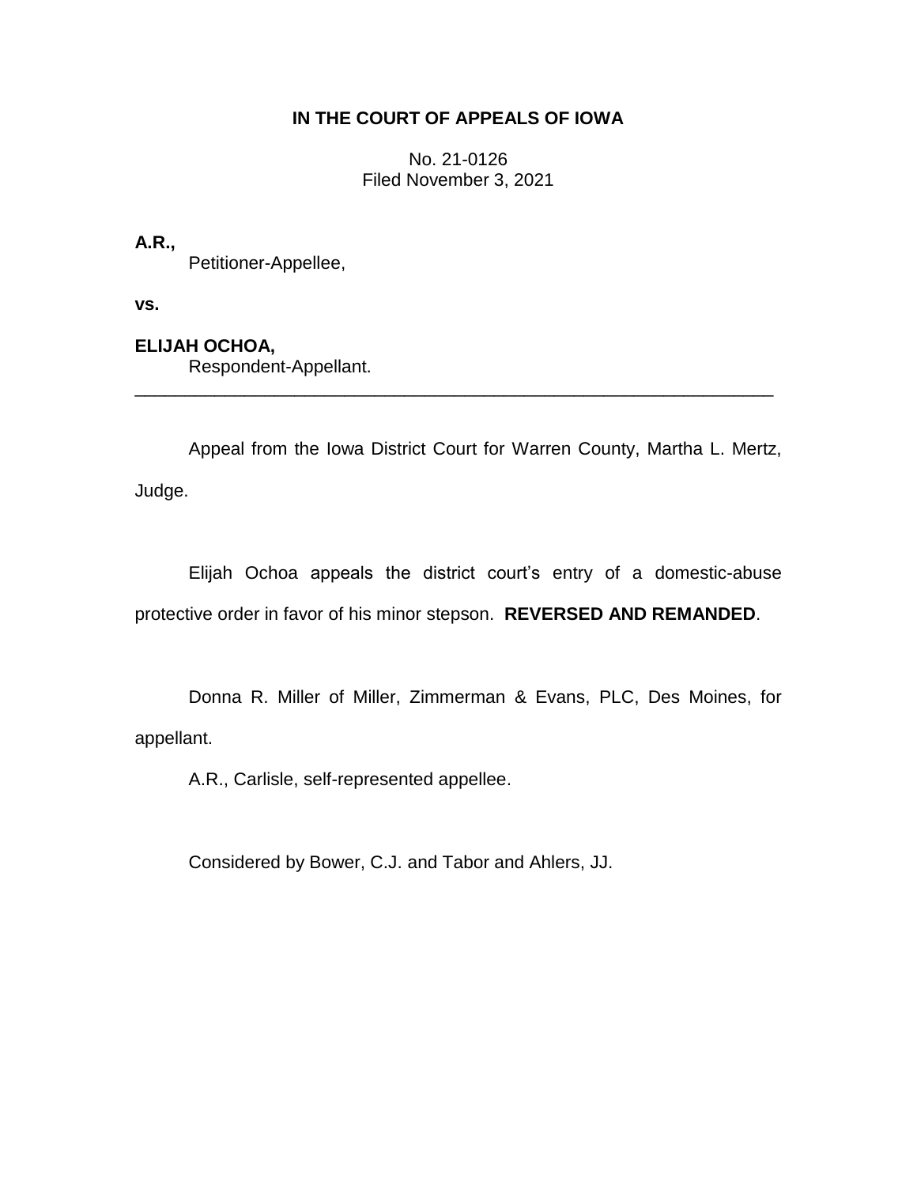# IN THE COURT OF APPEALS OF IOWA

No. 21-0126
Filed November 3, 2021

**A.R.,**
Petitioner-Appellee,

**vs.**

**ELIJAH OCHOA,**
Respondent-Appellant.

---

Appeal from the Iowa District Court for Warren County, Martha L. Mertz, Judge.

Elijah Ochoa appeals the district court's entry of a domestic-abuse protective order in favor of his minor stepson. **REVERSED AND REMANDED**.

Donna R. Miller of Miller, Zimmerman & Evans, PLC, Des Moines, for appellant.

A.R., Carlisle, self-represented appellee.

Considered by Bower, C.J. and Tabor and Ahlers, JJ.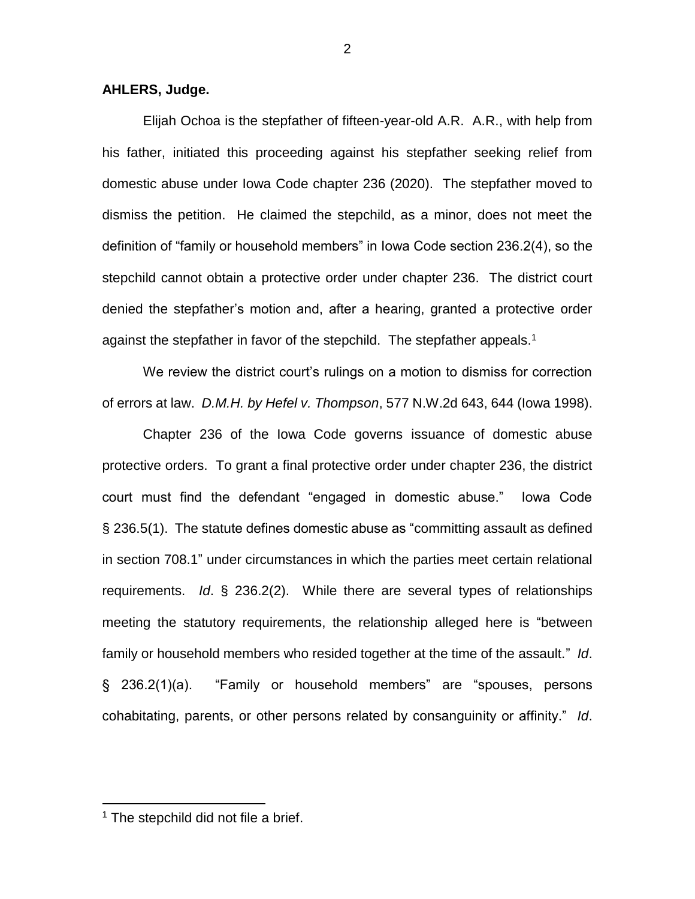**AHLERS, Judge.**

Elijah Ochoa is the stepfather of fifteen-year-old A.R. A.R., with help from his father, initiated this proceeding against his stepfather seeking relief from domestic abuse under Iowa Code chapter 236 (2020). The stepfather moved to dismiss the petition. He claimed the stepchild, as a minor, does not meet the definition of "family or household members" in Iowa Code section 236.2(4), so the stepchild cannot obtain a protective order under chapter 236. The district court denied the stepfather's motion and, after a hearing, granted a protective order against the stepfather in favor of the stepchild. The stepfather appeals.[1]

We review the district court's rulings on a motion to dismiss for correction of errors at law. *D.M.H. by Hefel v. Thompson*, 577 N.W.2d 643, 644 (Iowa 1998).

Chapter 236 of the Iowa Code governs issuance of domestic abuse protective orders. To grant a final protective order under chapter 236, the district court must find the defendant "engaged in domestic abuse." Iowa Code § 236.5(1). The statute defines domestic abuse as "committing assault as defined in section 708.1" under circumstances in which the parties meet certain relational requirements. *Id*. § 236.2(2). While there are several types of relationships meeting the statutory requirements, the relationship alleged here is "between family or household members who resided together at the time of the assault." *Id*. § 236.2(1)(a). "Family or household members" are "spouses, persons cohabitating, parents, or other persons related by consanguinity or affinity." *Id*.

[1] The stepchild did not file a brief.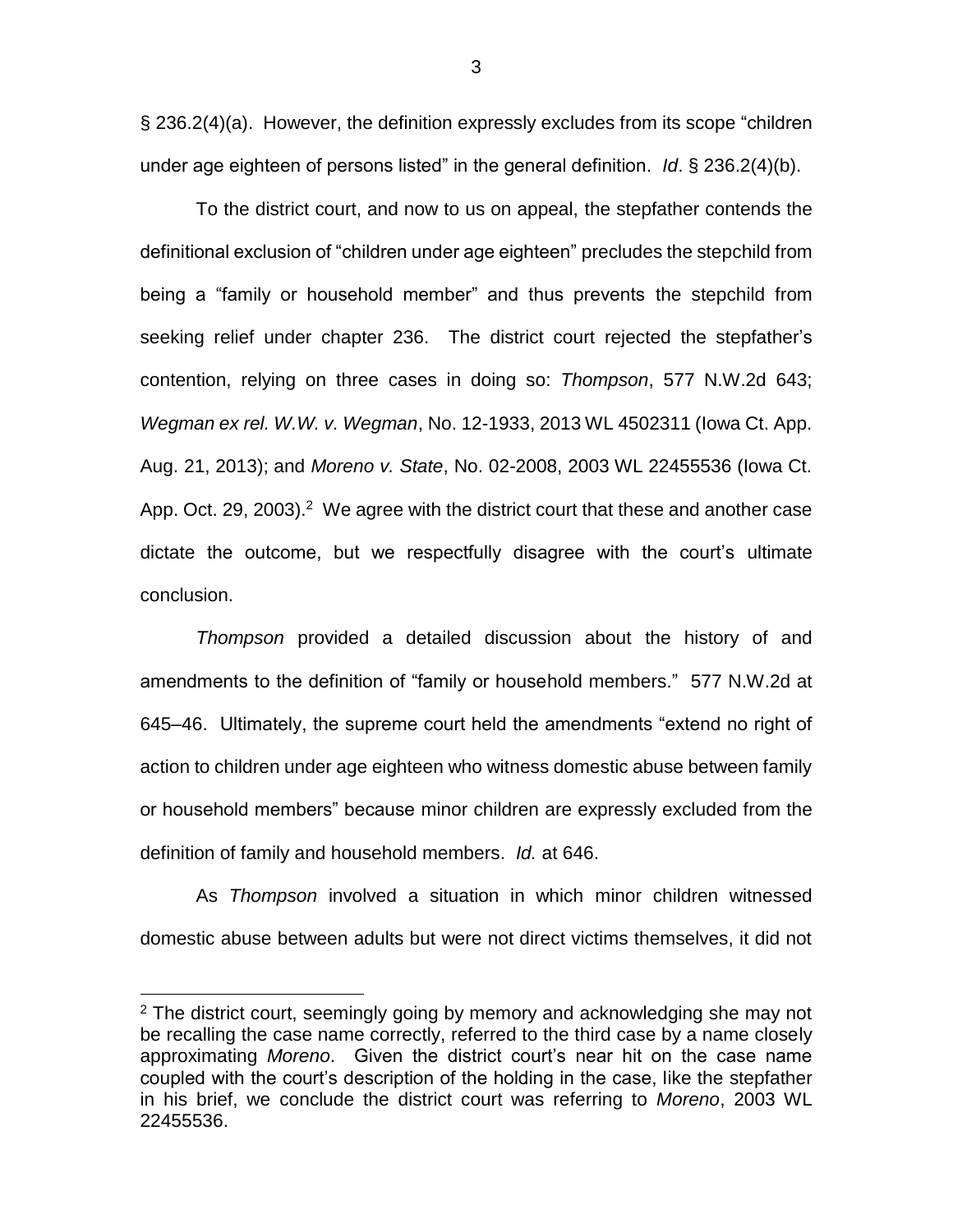§ 236.2(4)(a). However, the definition expressly excludes from its scope "children under age eighteen of persons listed" in the general definition. *Id*. § 236.2(4)(b).

To the district court, and now to us on appeal, the stepfather contends the definitional exclusion of "children under age eighteen" precludes the stepchild from being a "family or household member" and thus prevents the stepchild from seeking relief under chapter 236. The district court rejected the stepfather's contention, relying on three cases in doing so: *Thompson*, 577 N.W.2d 643; *Wegman ex rel. W.W. v. Wegman*, No. 12-1933, 2013 WL 4502311 (Iowa Ct. App. Aug. 21, 2013); and *Moreno v. State*, No. 02-2008, 2003 WL 22455536 (Iowa Ct. App. Oct. 29, 2003).[2] We agree with the district court that these and another case dictate the outcome, but we respectfully disagree with the court's ultimate conclusion.

*Thompson* provided a detailed discussion about the history of and amendments to the definition of "family or household members." 577 N.W.2d at 645–46. Ultimately, the supreme court held the amendments "extend no right of action to children under age eighteen who witness domestic abuse between family or household members" because minor children are expressly excluded from the definition of family and household members. *Id.* at 646.

As *Thompson* involved a situation in which minor children witnessed domestic abuse between adults but were not direct victims themselves, it did not

---

[2] The district court, seemingly going by memory and acknowledging she may not be recalling the case name correctly, referred to the third case by a name closely approximating *Moreno*. Given the district court's near hit on the case name coupled with the court's description of the holding in the case, like the stepfather in his brief, we conclude the district court was referring to *Moreno*, 2003 WL 22455536.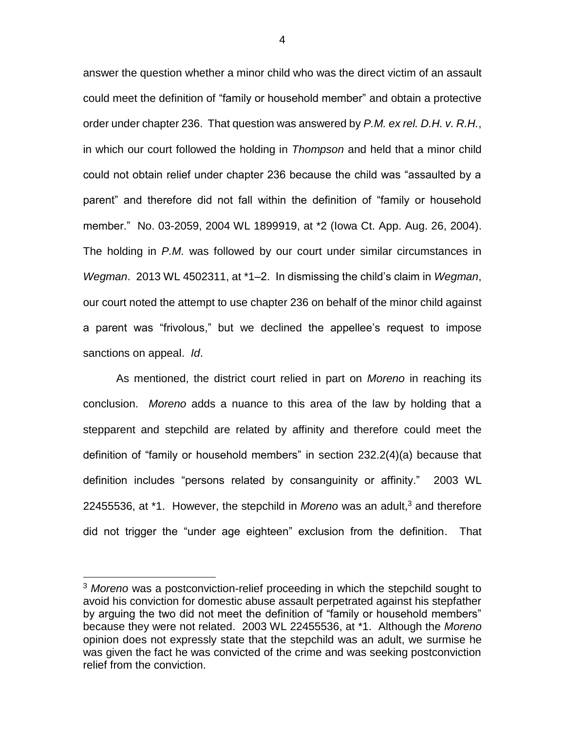answer the question whether a minor child who was the direct victim of an assault could meet the definition of "family or household member" and obtain a protective order under chapter 236. That question was answered by *P.M. ex rel. D.H. v. R.H.*, in which our court followed the holding in *Thompson* and held that a minor child could not obtain relief under chapter 236 because the child was "assaulted by a parent" and therefore did not fall within the definition of "family or household member." No. 03-2059, 2004 WL 1899919, at *2 (Iowa Ct. App. Aug. 26, 2004). The holding in *P.M.* was followed by our court under similar circumstances in *Wegman*. 2013 WL 4502311, at *1–2. In dismissing the child's claim in *Wegman*, our court noted the attempt to use chapter 236 on behalf of the minor child against a parent was "frivolous," but we declined the appellee's request to impose sanctions on appeal. *Id*.

As mentioned, the district court relied in part on *Moreno* in reaching its conclusion. *Moreno* adds a nuance to this area of the law by holding that a stepparent and stepchild are related by affinity and therefore could meet the definition of "family or household members" in section 232.2(4)(a) because that definition includes "persons related by consanguinity or affinity." 2003 WL 22455536, at *1. However, the stepchild in *Moreno* was an adult,[3] and therefore did not trigger the "under age eighteen" exclusion from the definition. That

[3] *Moreno* was a postconviction-relief proceeding in which the stepchild sought to avoid his conviction for domestic abuse assault perpetrated against his stepfather by arguing the two did not meet the definition of "family or household members" because they were not related. 2003 WL 22455536, at *1. Although the *Moreno* opinion does not expressly state that the stepchild was an adult, we surmise he was given the fact he was convicted of the crime and was seeking postconviction relief from the conviction.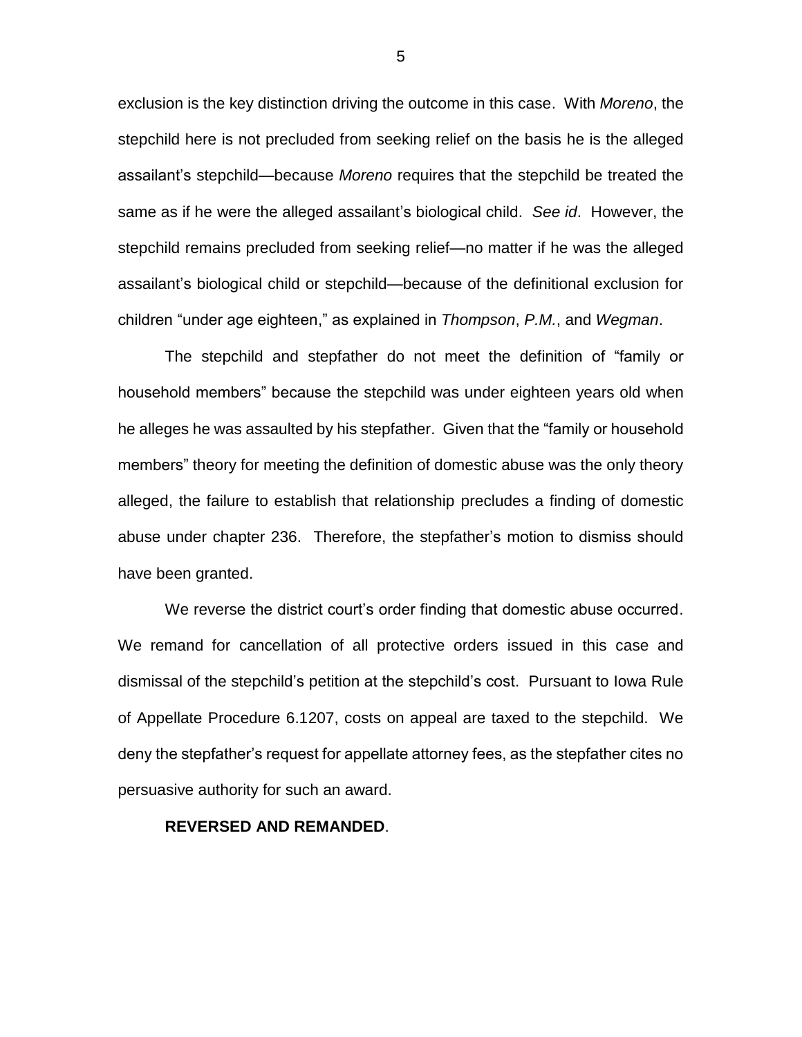exclusion is the key distinction driving the outcome in this case. With *Moreno*, the stepchild here is not precluded from seeking relief on the basis he is the alleged assailant's stepchild—because *Moreno* requires that the stepchild be treated the same as if he were the alleged assailant's biological child. *See id*. However, the stepchild remains precluded from seeking relief—no matter if he was the alleged assailant's biological child or stepchild—because of the definitional exclusion for children "under age eighteen," as explained in *Thompson*, *P.M.*, and *Wegman*.

The stepchild and stepfather do not meet the definition of "family or household members" because the stepchild was under eighteen years old when he alleges he was assaulted by his stepfather. Given that the "family or household members" theory for meeting the definition of domestic abuse was the only theory alleged, the failure to establish that relationship precludes a finding of domestic abuse under chapter 236. Therefore, the stepfather's motion to dismiss should have been granted.

We reverse the district court's order finding that domestic abuse occurred. We remand for cancellation of all protective orders issued in this case and dismissal of the stepchild's petition at the stepchild's cost. Pursuant to Iowa Rule of Appellate Procedure 6.1207, costs on appeal are taxed to the stepchild. We deny the stepfather's request for appellate attorney fees, as the stepfather cites no persuasive authority for such an award.

**REVERSED AND REMANDED**.